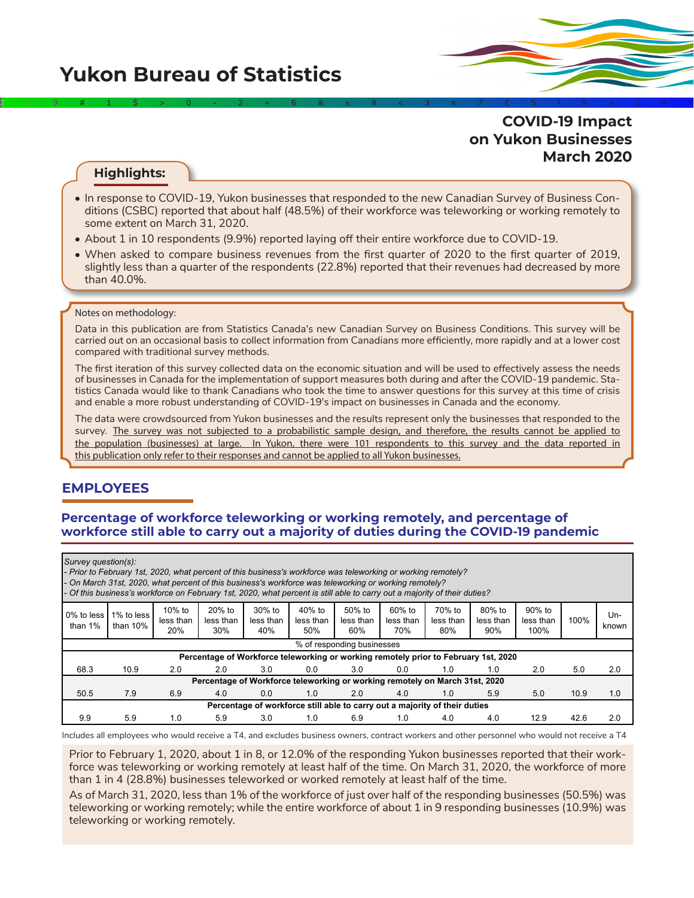# Yukon Bureau of Statistics

## COVID-19 Impact on Yukon Businesses March 2020

### Highlights:

- In response to COVID-19, Yukon businesses that responded to the new Canadian Survey of Business Conditions (CSBC) reported that about half (48.5%) of their workforce was teleworking or working remotely to some extent on March 31, 2020.
- About 1 in 10 respondents (9.9%) reported laying off their entire workforce due to COVID-19.
- When asked to compare business revenues from the first quarter of 2020 to the first quarter of 2019, slightly less than a quarter of the respondents (22.8%) reported that their revenues had decreased by more than 40.0%.

Notes on methodology:

Data in this publication are from Statistics Canada's new Canadian Survey on Business Conditions. This survey will be carried out on an occasional basis to collect information from Canadians more efficiently, more rapidly and at a lower cost compared with traditional survey methods.

The first iteration of this survey collected data on the economic situation and will be used to effectively assess the needs of businesses in Canada for the implementation of support measures both during and after the COVID-19 pandemic. Statistics Canada would like to thank Canadians who took the time to answer questions for this survey at this time of crisis and enable a more robust understanding of COVID-19's impact on businesses in Canada and the economy.

The data were crowdsourced from Yukon businesses and the results represent only the businesses that responded to the survey. The survey was not subjected to a probabilistic sample design, and therefore, the results cannot be applied to the population (businesses) at large. In Yukon, there were 101 respondents to this survey and the data reported in this publication only refer to their responses and cannot be applied to all Yukon businesses.

## EMPLOYEES

### Percentage of workforce teleworking or working remotely, and percentage of workforce still able to carry out a majority of duties during the COVID-19 pandemic

*Survey question(s):*
*- Prior to February 1st, 2020, what percent of this business's workforce was teleworking or working remotely?*
*- On March 31st, 2020, what percent of this business's workforce was teleworking or working remotely?*
*- Of this business's workforce on February 1st, 2020, what percent is still able to carry out a majority of their duties?*

| 0% to less than 1% | 1% to less than 10% | 10% to less than 20% | 20% to less than 30% | 30% to less than 40% | 40% to less than 50% | 50% to less than 60% | 60% to less than 70% | 70% to less than 80% | 80% to less than 90% | 90% to less than 100% | 100% | Unknown |
|---|---|---|---|---|---|---|---|---|---|---|---|---|
| % of responding businesses | | | | | | | | | | | | |
| **Percentage of Workforce teleworking or working remotely prior to February 1st, 2020** | | | | | | | | | | | | |
| 68.3 | 10.9 | 2.0 | 2.0 | 3.0 | 0.0 | 3.0 | 0.0 | 1.0 | 1.0 | 2.0 | 5.0 | 2.0 |
| **Percentage of Workforce teleworking or working remotely on March 31st, 2020** | | | | | | | | | | | | |
| 50.5 | 7.9 | 6.9 | 4.0 | 0.0 | 1.0 | 2.0 | 4.0 | 1.0 | 5.9 | 5.0 | 10.9 | 1.0 |
| **Percentage of workforce still able to carry out a majority of their duties** | | | | | | | | | | | | |
| 9.9 | 5.9 | 1.0 | 5.9 | 3.0 | 1.0 | 6.9 | 1.0 | 4.0 | 4.0 | 12.9 | 42.6 | 2.0 |

Includes all employees who would receive a T4, and excludes business owners, contract workers and other personnel who would not receive a T4

Prior to February 1, 2020, about 1 in 8, or 12.0% of the responding Yukon businesses reported that their workforce was teleworking or working remotely at least half of the time. On March 31, 2020, the workforce of more than 1 in 4 (28.8%) businesses teleworked or worked remotely at least half of the time.

As of March 31, 2020, less than 1% of the workforce of just over half of the responding businesses (50.5%) was teleworking or working remotely; while the entire workforce of about 1 in 9 responding businesses (10.9%) was teleworking or working remotely.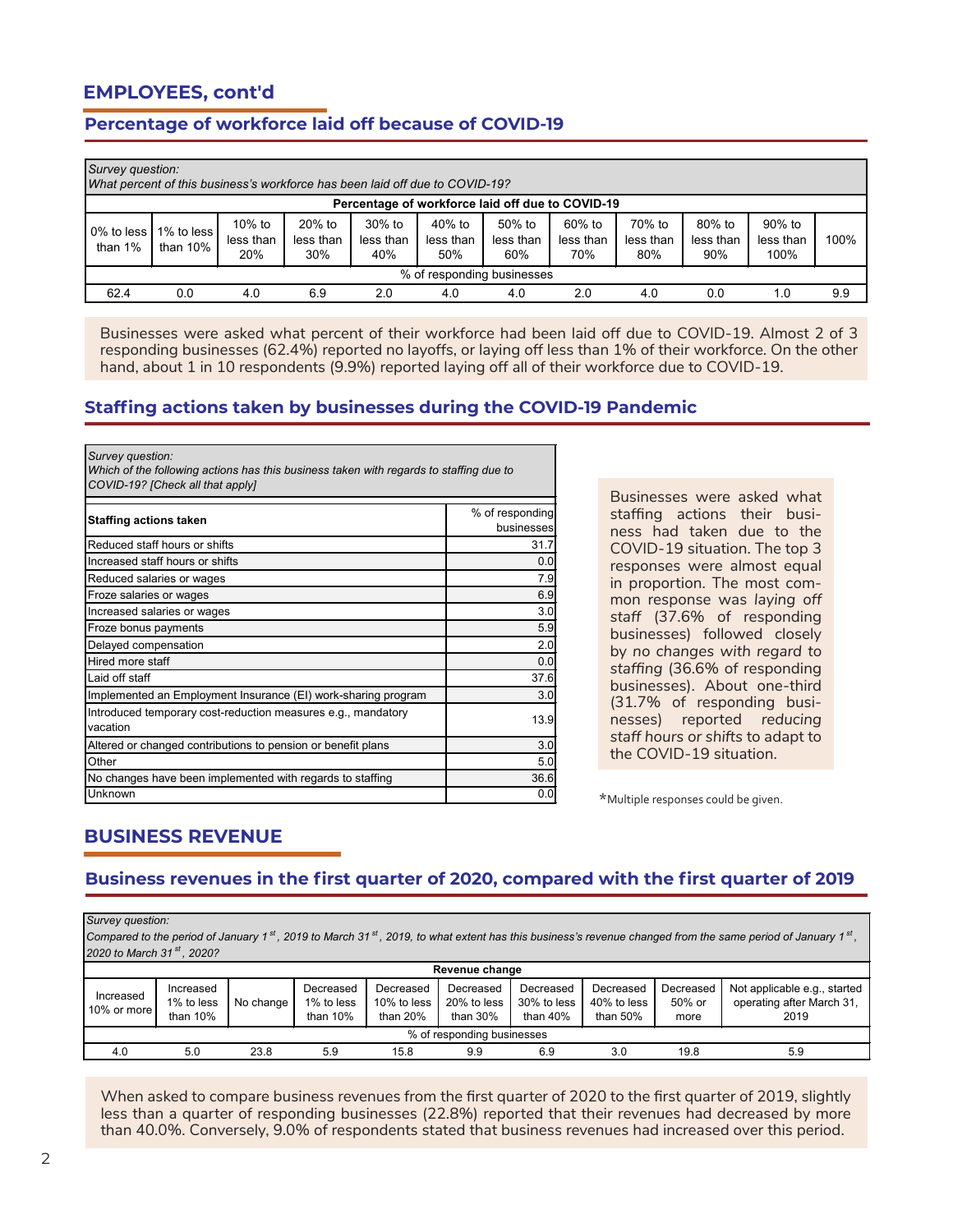## EMPLOYEES, cont'd

### Percentage of workforce laid off because of COVID-19

*Survey question:*
*What percent of this business's workforce has been laid off due to COVID-19?*

| Percentage of workforce laid off due to COVID-19 | | | | | | | | | | | |
|---|---|---|---|---|---|---|---|---|---|---|---|
| 0% to less than 1% | 1% to less than 10% | 10% to less than 20% | 20% to less than 30% | 30% to less than 40% | 40% to less than 50% | 50% to less than 60% | 60% to less than 70% | 70% to less than 80% | 80% to less than 90% | 90% to less than 100% | 100% |
| % of responding businesses | | | | | | | | | | | |
| 62.4 | 0.0 | 4.0 | 6.9 | 2.0 | 4.0 | 4.0 | 2.0 | 4.0 | 0.0 | 1.0 | 9.9 |

Businesses were asked what percent of their workforce had been laid off due to COVID-19. Almost 2 of 3 responding businesses (62.4%) reported no layoffs, or laying off less than 1% of their workforce. On the other hand, about 1 in 10 respondents (9.9%) reported laying off all of their workforce due to COVID-19.

### Staffing actions taken by businesses during the COVID-19 Pandemic

*Survey question:*
*Which of the following actions has this business taken with regards to staffing due to COVID-19? [Check all that apply]*

| Staffing actions taken | % of responding businesses |
|---|---|
| Reduced staff hours or shifts | 31.7 |
| Increased staff hours or shifts | 0.0 |
| Reduced salaries or wages | 7.9 |
| Froze salaries or wages | 6.9 |
| Increased salaries or wages | 3.0 |
| Froze bonus payments | 5.9 |
| Delayed compensation | 2.0 |
| Hired more staff | 0.0 |
| Laid off staff | 37.6 |
| Implemented an Employment Insurance (EI) work-sharing program | 3.0 |
| Introduced temporary cost-reduction measures e.g., mandatory vacation | 13.9 |
| Altered or changed contributions to pension or benefit plans | 3.0 |
| Other | 5.0 |
| No changes have been implemented with regards to staffing | 36.6 |
| Unknown | 0.0 |

Businesses were asked what staffing actions their business had taken due to the COVID-19 situation. The top 3 responses were almost equal in proportion. The most common response was *laying off staff* (37.6% of responding businesses) followed closely by *no changes with regard to staffing* (36.6% of responding businesses). About one-third (31.7% of responding businesses) reported *reducing staff hours or shifts* to adapt to the COVID-19 situation.

*Multiple responses could be given.

## BUSINESS REVENUE

### Business revenues in the first quarter of 2020, compared with the first quarter of 2019

*Survey question:*
*Compared to the period of January 1st, 2019 to March 31st, 2019, to what extent has this business's revenue changed from the same period of January 1st, 2020 to March 31st, 2020?*

| Revenue change | | | | | | | | | |
|---|---|---|---|---|---|---|---|---|---|
| Increased 10% or more | Increased 1% to less than 10% | No change | Decreased 1% to less than 10% | Decreased 10% to less than 20% | Decreased 20% to less than 30% | Decreased 30% to less than 40% | Decreased 40% to less than 50% | Decreased 50% or more | Not applicable e.g., started operating after March 31, 2019 |
| % of responding businesses | | | | | | | | | |
| 4.0 | 5.0 | 23.8 | 5.9 | 15.8 | 9.9 | 6.9 | 3.0 | 19.8 | 5.9 |

When asked to compare business revenues from the first quarter of 2020 to the first quarter of 2019, slightly less than a quarter of responding businesses (22.8%) reported that their revenues had decreased by more than 40.0%. Conversely, 9.0% of respondents stated that business revenues had increased over this period.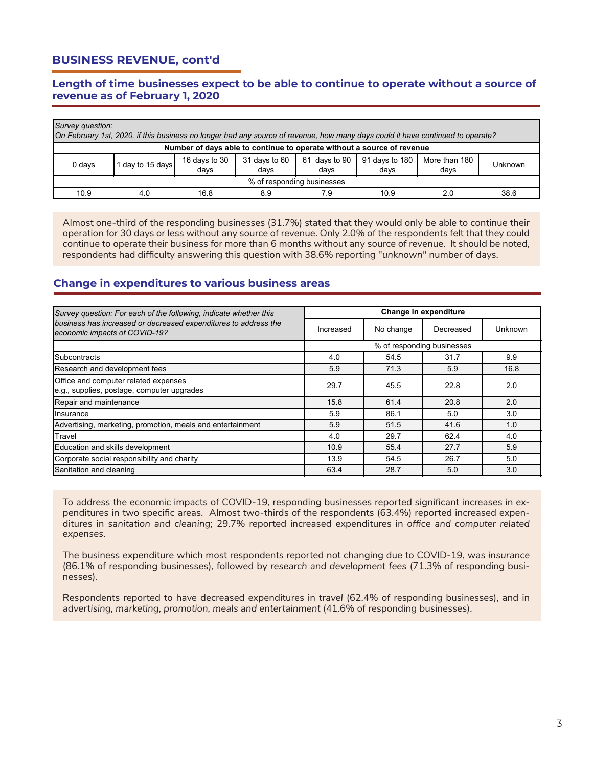## BUSINESS REVENUE, cont'd

### Length of time businesses expect to be able to continue to operate without a source of revenue as of February 1, 2020

| *Survey question:*<br>*On February 1st, 2020, if this business no longer had any source of revenue, how many days could it have continued to operate?* | | | | | | | |
|---|---|---|---|---|---|---|---|
| **Number of days able to continue to operate without a source of revenue** | | | | | | | |
| 0 days | 1 day to 15 days | 16 days to 30 days | 31 days to 60 days | 61 days to 90 days | 91 days to 180 days | More than 180 days | Unknown |
| % of responding businesses | | | | | | | |
| 10.9 | 4.0 | 16.8 | 8.9 | 7.9 | 10.9 | 2.0 | 38.6 |

Almost one-third of the responding businesses (31.7%) stated that they would only be able to continue their operation for 30 days or less without any source of revenue. Only 2.0% of the respondents felt that they could continue to operate their business for more than 6 months without any source of revenue. It should be noted, respondents had difficulty answering this question with 38.6% reporting "*unknown*" number of days.

### Change in expenditures to various business areas

| *Survey question: For each of the following, indicate whether this business has increased or decreased expenditures to address the economic impacts of COVID-19?* | **Change in expenditure** | | | |
|---|---|---|---|---|
| | Increased | No change | Decreased | Unknown |
| | % of responding businesses | | | |
| Subcontracts | 4.0 | 54.5 | 31.7 | 9.9 |
| Research and development fees | 5.9 | 71.3 | 5.9 | 16.8 |
| Office and computer related expenses<br>e.g., supplies, postage, computer upgrades | 29.7 | 45.5 | 22.8 | 2.0 |
| Repair and maintenance | 15.8 | 61.4 | 20.8 | 2.0 |
| Insurance | 5.9 | 86.1 | 5.0 | 3.0 |
| Advertising, marketing, promotion, meals and entertainment | 5.9 | 51.5 | 41.6 | 1.0 |
| Travel | 4.0 | 29.7 | 62.4 | 4.0 |
| Education and skills development | 10.9 | 55.4 | 27.7 | 5.9 |
| Corporate social responsibility and charity | 13.9 | 54.5 | 26.7 | 5.0 |
| Sanitation and cleaning | 63.4 | 28.7 | 5.0 | 3.0 |

To address the economic impacts of COVID-19, responding businesses reported significant increases in expenditures in two specific areas. Almost two-thirds of the respondents (63.4%) reported increased expenditures in *sanitation and cleaning*; 29.7% reported increased expenditures in *office and computer related expenses*.

The business expenditure which most respondents reported not changing due to COVID-19, was *insurance* (86.1% of responding businesses), followed by *research and development fees* (71.3% of responding businesses).

Respondents reported to have decreased expenditures in *travel* (62.4% of responding businesses), and in *advertising, marketing, promotion, meals and entertainment* (41.6% of responding businesses).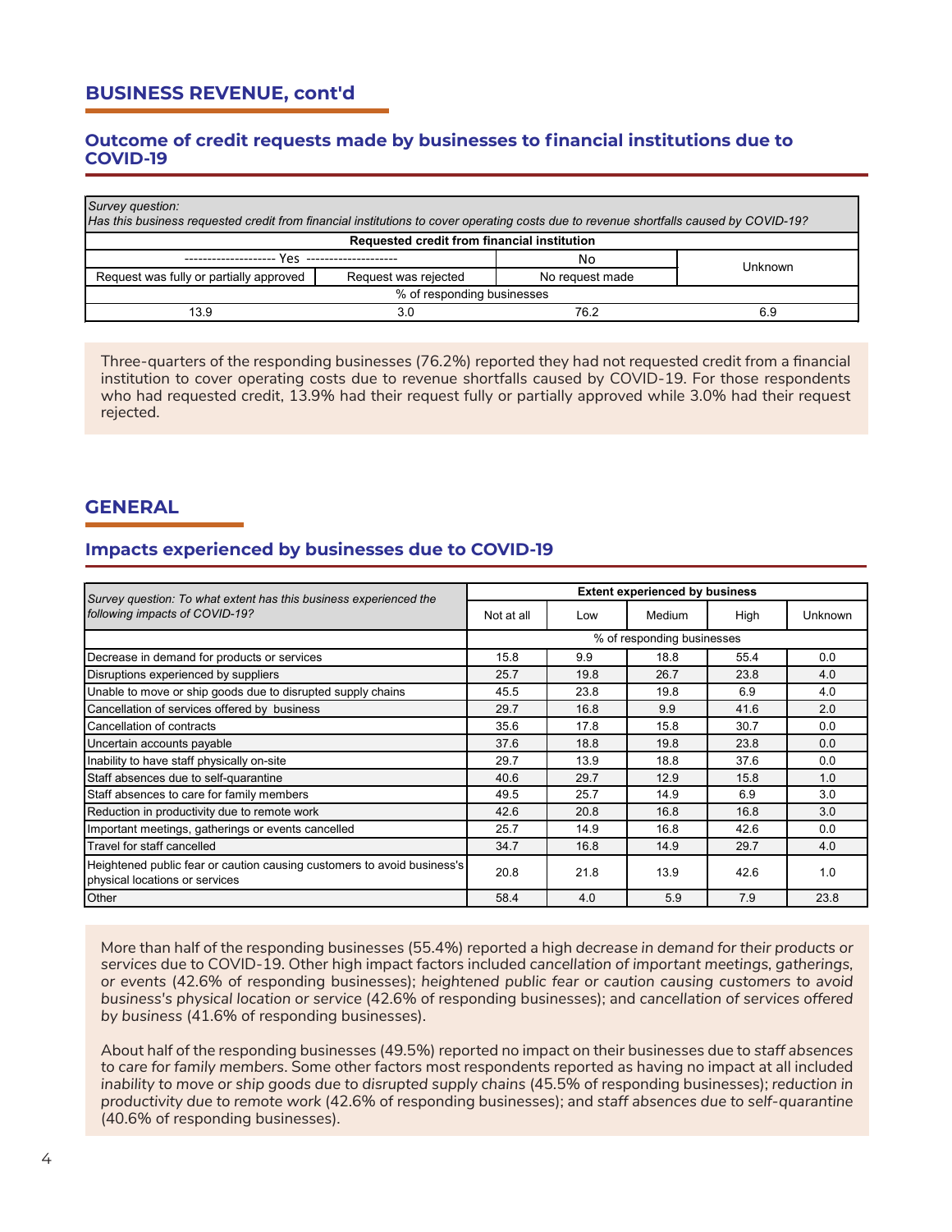## BUSINESS REVENUE, cont'd

### Outcome of credit requests made by businesses to financial institutions due to COVID-19

| *Survey question: Has this business requested credit from financial institutions to cover operating costs due to revenue shortfalls caused by COVID-19?* | | | |
|---|---|---|---|
| **Requested credit from financial institution** | | | |
| -------------------- Yes -------------------- | | No | Unknown |
| Request was fully or partially approved | Request was rejected | No request made | |
| % of responding businesses | | | |
| 13.9 | 3.0 | 76.2 | 6.9 |

Three-quarters of the responding businesses (76.2%) reported they had not requested credit from a financial institution to cover operating costs due to revenue shortfalls caused by COVID-19. For those respondents who had requested credit, 13.9% had their request fully or partially approved while 3.0% had their request rejected.

## GENERAL

### Impacts experienced by businesses due to COVID-19

| *Survey question: To what extent has this business experienced the following impacts of COVID-19?* | **Extent experienced by business** | | | | |
|---|---|---|---|---|---|
| | Not at all | Low | Medium | High | Unknown |
| | % of responding businesses | | | | |
| Decrease in demand for products or services | 15.8 | 9.9 | 18.8 | 55.4 | 0.0 |
| Disruptions experienced by suppliers | 25.7 | 19.8 | 26.7 | 23.8 | 4.0 |
| Unable to move or ship goods due to disrupted supply chains | 45.5 | 23.8 | 19.8 | 6.9 | 4.0 |
| Cancellation of services offered by business | 29.7 | 16.8 | 9.9 | 41.6 | 2.0 |
| Cancellation of contracts | 35.6 | 17.8 | 15.8 | 30.7 | 0.0 |
| Uncertain accounts payable | 37.6 | 18.8 | 19.8 | 23.8 | 0.0 |
| Inability to have staff physically on-site | 29.7 | 13.9 | 18.8 | 37.6 | 0.0 |
| Staff absences due to self-quarantine | 40.6 | 29.7 | 12.9 | 15.8 | 1.0 |
| Staff absences to care for family members | 49.5 | 25.7 | 14.9 | 6.9 | 3.0 |
| Reduction in productivity due to remote work | 42.6 | 20.8 | 16.8 | 16.8 | 3.0 |
| Important meetings, gatherings or events cancelled | 25.7 | 14.9 | 16.8 | 42.6 | 0.0 |
| Travel for staff cancelled | 34.7 | 16.8 | 14.9 | 29.7 | 4.0 |
| Heightened public fear or caution causing customers to avoid business's physical locations or services | 20.8 | 21.8 | 13.9 | 42.6 | 1.0 |
| Other | 58.4 | 4.0 | 5.9 | 7.9 | 23.8 |

More than half of the responding businesses (55.4%) reported a high *decrease in demand for their products or services* due to COVID-19. Other high impact factors included *cancellation of important meetings, gatherings, or events* (42.6% of responding businesses); *heightened public fear or caution causing customers to avoid business's physical location or service* (42.6% of responding businesses); and *cancellation of services offered by business* (41.6% of responding businesses).

About half of the responding businesses (49.5%) reported no impact on their businesses due to *staff absences to care for family members*. Some other factors most respondents reported as having no impact at all included *inability to move or ship goods due to disrupted supply chains* (45.5% of responding businesses); *reduction in productivity due to remote work* (42.6% of responding businesses); and *staff absences due to self-quarantine* (40.6% of responding businesses).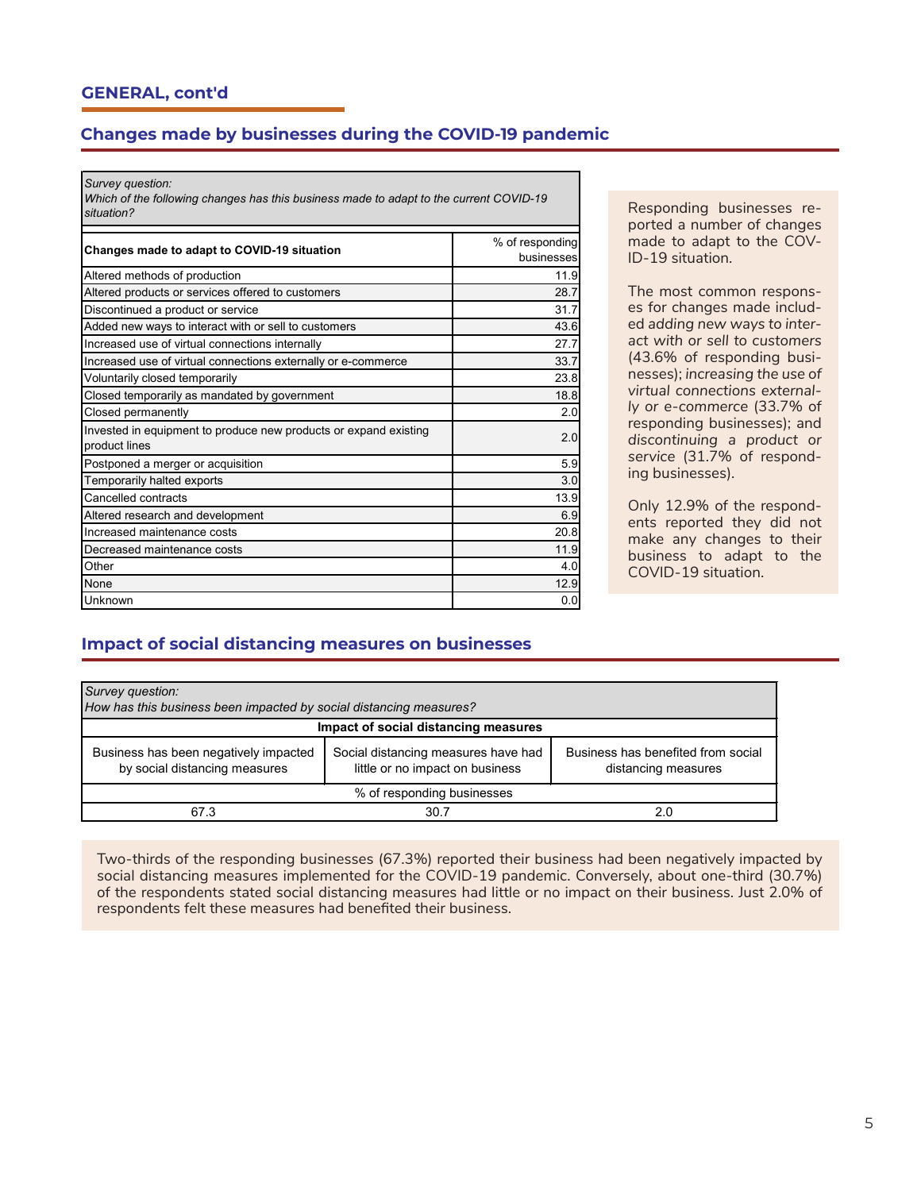## GENERAL, cont'd

### Changes made by businesses during the COVID-19 pandemic

*Survey question:*
*Which of the following changes has this business made to adapt to the current COVID-19 situation?*

| Changes made to adapt to COVID-19 situation | % of responding businesses |
|---|---|
| Altered methods of production | 11.9 |
| Altered products or services offered to customers | 28.7 |
| Discontinued a product or service | 31.7 |
| Added new ways to interact with or sell to customers | 43.6 |
| Increased use of virtual connections internally | 27.7 |
| Increased use of virtual connections externally or e-commerce | 33.7 |
| Voluntarily closed temporarily | 23.8 |
| Closed temporarily as mandated by government | 18.8 |
| Closed permanently | 2.0 |
| Invested in equipment to produce new products or expand existing product lines | 2.0 |
| Postponed a merger or acquisition | 5.9 |
| Temporarily halted exports | 3.0 |
| Cancelled contracts | 13.9 |
| Altered research and development | 6.9 |
| Increased maintenance costs | 20.8 |
| Decreased maintenance costs | 11.9 |
| Other | 4.0 |
| None | 12.9 |
| Unknown | 0.0 |

Responding businesses reported a number of changes made to adapt to the COVID-19 situation.

The most common responses for changes made included *adding new ways to interact with or sell to customers* (43.6% of responding businesses); *increasing the use of virtual connections externally or e-commerce* (33.7% of responding businesses); and *discontinuing a product or service* (31.7% of responding businesses).

Only 12.9% of the respondents reported they did not make any changes to their business to adapt to the COVID-19 situation.

### Impact of social distancing measures on businesses

*Survey question:*
*How has this business been impacted by social distancing measures?*

| Impact of social distancing measures | | |
|---|---|---|
| Business has been negatively impacted by social distancing measures | Social distancing measures have had little or no impact on business | Business has benefited from social distancing measures |
| % of responding businesses | | |
| 67.3 | 30.7 | 2.0 |

Two-thirds of the responding businesses (67.3%) reported their business had been negatively impacted by social distancing measures implemented for the COVID-19 pandemic. Conversely, about one-third (30.7%) of the respondents stated social distancing measures had little or no impact on their business. Just 2.0% of respondents felt these measures had benefited their business.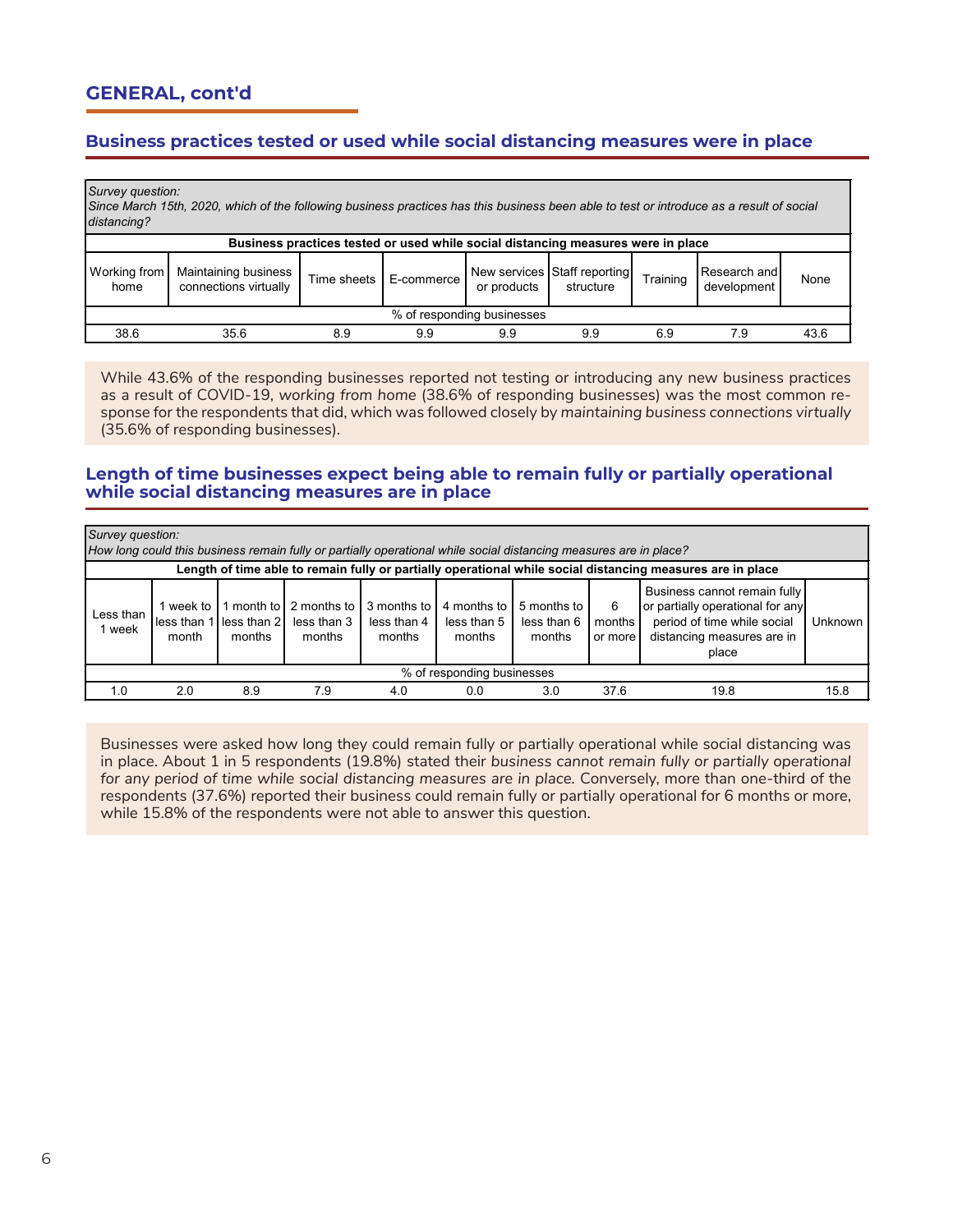## GENERAL, cont'd

### Business practices tested or used while social distancing measures were in place

*Survey question:*
*Since March 15th, 2020, which of the following business practices has this business been able to test or introduce as a result of social distancing?*

| Working from home | Maintaining business connections virtually | Time sheets | E-commerce | New services or products | Staff reporting structure | Training | Research and development | None |
|---|---|---|---|---|---|---|---|---|
| % of responding businesses | | | | | | | | |
| 38.6 | 35.6 | 8.9 | 9.9 | 9.9 | 9.9 | 6.9 | 7.9 | 43.6 |

While 43.6% of the responding businesses reported not testing or introducing any new business practices as a result of COVID-19, *working from home* (38.6% of responding businesses) was the most common response for the respondents that did, which was followed closely by *maintaining business connections virtually* (35.6% of responding businesses).

### Length of time businesses expect being able to remain fully or partially operational while social distancing measures are in place

*Survey question:*
*How long could this business remain fully or partially operational while social distancing measures are in place?*

| Less than 1 week | 1 week to less than 1 month | 1 month to less than 2 months | 2 months to less than 3 months | 3 months to less than 4 months | 4 months to less than 5 months | 5 months to less than 6 months | 6 months or more | Business cannot remain fully or partially operational for any period of time while social distancing measures are in place | Unknown |
|---|---|---|---|---|---|---|---|---|---|
| % of responding businesses | | | | | | | | | |
| 1.0 | 2.0 | 8.9 | 7.9 | 4.0 | 0.0 | 3.0 | 37.6 | 19.8 | 15.8 |

Businesses were asked how long they could remain fully or partially operational while social distancing was in place. About 1 in 5 respondents (19.8%) stated their *business cannot remain fully or partially operational for any period of time while social distancing measures are in place.* Conversely, more than one-third of the respondents (37.6%) reported their business could remain fully or partially operational for 6 months or more, while 15.8% of the respondents were not able to answer this question.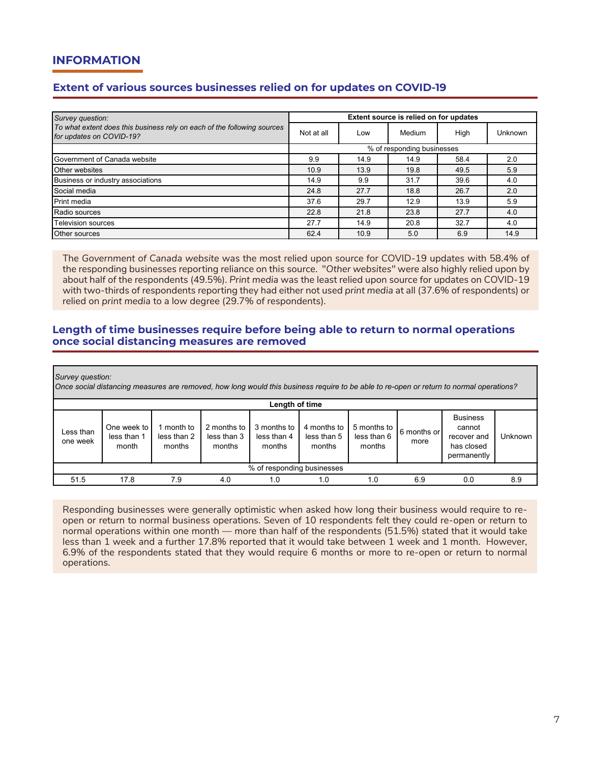# INFORMATION

## Extent of various sources businesses relied on for updates on COVID-19

| *Survey question:* *To what extent does this business rely on each of the following sources for updates on COVID-19?* | Extent source is relied on for updates | | | | |
|---|---|---|---|---|---|
| | Not at all | Low | Medium | High | Unknown |
| | % of responding businesses | | | | |
| Government of Canada website | 9.9 | 14.9 | 14.9 | 58.4 | 2.0 |
| Other websites | 10.9 | 13.9 | 19.8 | 49.5 | 5.9 |
| Business or industry associations | 14.9 | 9.9 | 31.7 | 39.6 | 4.0 |
| Social media | 24.8 | 27.7 | 18.8 | 26.7 | 2.0 |
| Print media | 37.6 | 29.7 | 12.9 | 13.9 | 5.9 |
| Radio sources | 22.8 | 21.8 | 23.8 | 27.7 | 4.0 |
| Television sources | 27.7 | 14.9 | 20.8 | 32.7 | 4.0 |
| Other sources | 62.4 | 10.9 | 5.0 | 6.9 | 14.9 |

The *Government of Canada website* was the most relied upon source for COVID-19 updates with 58.4% of the responding businesses reporting reliance on this source. "*Other websites*" were also highly relied upon by about half of the respondents (49.5%). *Print media* was the least relied upon source for updates on COVID-19 with two-thirds of respondents reporting they had either not used *print media* at all (37.6% of respondents) or relied on *print media* to a low degree (29.7% of respondents).

## Length of time businesses require before being able to return to normal operations once social distancing measures are removed

*Survey question:*
*Once social distancing measures are removed, how long would this business require to be able to re-open or return to normal operations?*

| Length of time | | | | | | | | | |
|---|---|---|---|---|---|---|---|---|---|
| Less than one week | One week to less than 1 month | 1 month to less than 2 months | 2 months to less than 3 months | 3 months to less than 4 months | 4 months to less than 5 months | 5 months to less than 6 months | 6 months or more | Business cannot recover and has closed permanently | Unknown |
| % of responding businesses | | | | | | | | | |
| 51.5 | 17.8 | 7.9 | 4.0 | 1.0 | 1.0 | 1.0 | 6.9 | 0.0 | 8.9 |

Responding businesses were generally optimistic when asked how long their business would require to re-open or return to normal business operations. Seven of 10 respondents felt they could re-open or return to normal operations within one month — more than half of the respondents (51.5%) stated that it would take less than 1 week and a further 17.8% reported that it would take between 1 week and 1 month. However, 6.9% of the respondents stated that they would require 6 months or more to re-open or return to normal operations.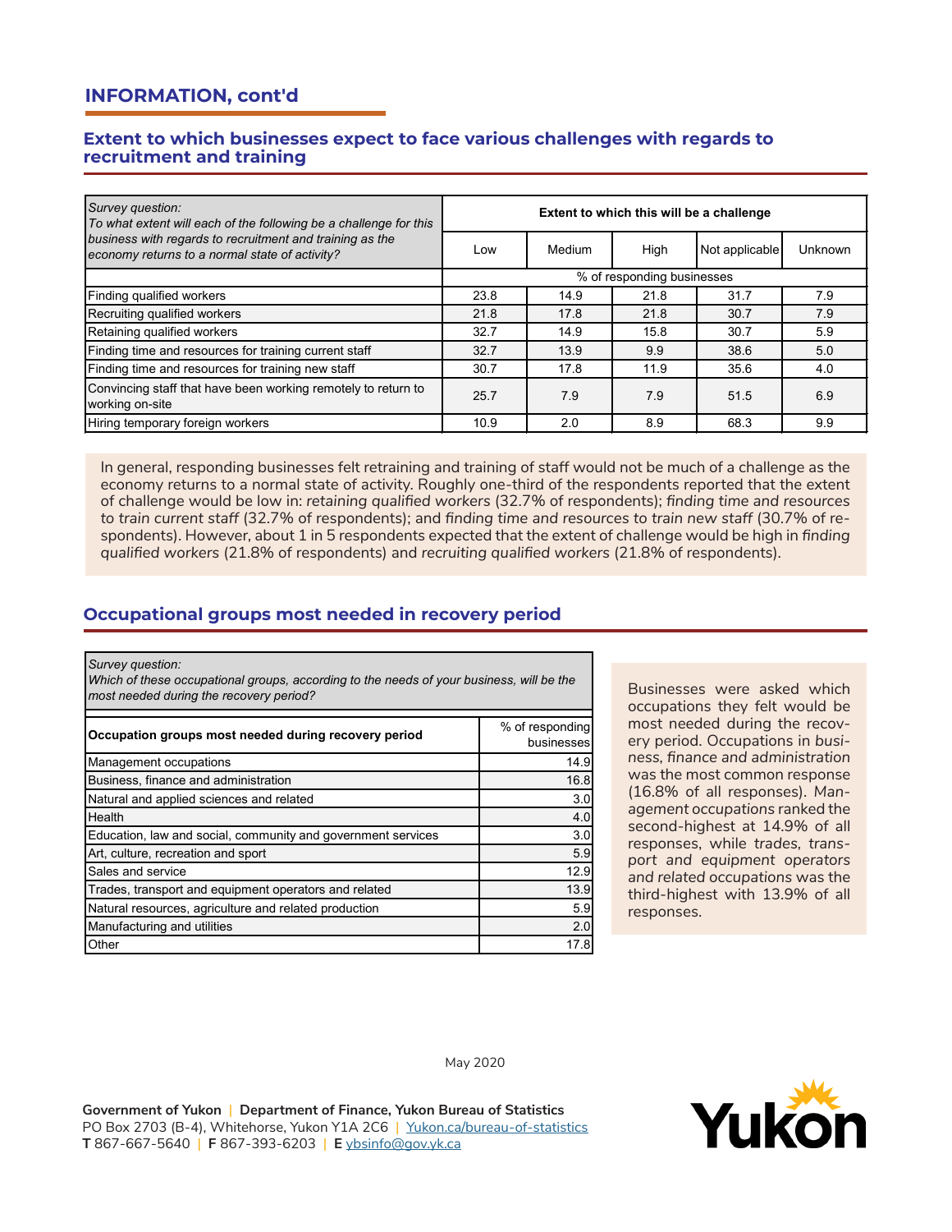## INFORMATION, cont'd

### Extent to which businesses expect to face various challenges with regards to recruitment and training

| *Survey question: To what extent will each of the following be a challenge for this business with regards to recruitment and training as the economy returns to a normal state of activity?* | Extent to which this will be a challenge | | | | |
|---|---|---|---|---|---|
| | Low | Medium | High | Not applicable | Unknown |
| | % of responding businesses | | | | |
| Finding qualified workers | 23.8 | 14.9 | 21.8 | 31.7 | 7.9 |
| Recruiting qualified workers | 21.8 | 17.8 | 21.8 | 30.7 | 7.9 |
| Retaining qualified workers | 32.7 | 14.9 | 15.8 | 30.7 | 5.9 |
| Finding time and resources for training current staff | 32.7 | 13.9 | 9.9 | 38.6 | 5.0 |
| Finding time and resources for training new staff | 30.7 | 17.8 | 11.9 | 35.6 | 4.0 |
| Convincing staff that have been working remotely to return to working on-site | 25.7 | 7.9 | 7.9 | 51.5 | 6.9 |
| Hiring temporary foreign workers | 10.9 | 2.0 | 8.9 | 68.3 | 9.9 |

In general, responding businesses felt retraining and training of staff would not be much of a challenge as the economy returns to a normal state of activity. Roughly one-third of the respondents reported that the extent of challenge would be low in: *retaining qualified workers* (32.7% of respondents); *finding time and resources to train current staff* (32.7% of respondents); and *finding time and resources to train new staff* (30.7% of respondents). However, about 1 in 5 respondents expected that the extent of challenge would be high in *finding qualified workers* (21.8% of respondents) and *recruiting qualified workers* (21.8% of respondents).

### Occupational groups most needed in recovery period

*Survey question:*
*Which of these occupational groups, according to the needs of your business, will be the most needed during the recovery period?*

| Occupation groups most needed during recovery period | % of responding businesses |
|---|---|
| Management occupations | 14.9 |
| Business, finance and administration | 16.8 |
| Natural and applied sciences and related | 3.0 |
| Health | 4.0 |
| Education, law and social, community and government services | 3.0 |
| Art, culture, recreation and sport | 5.9 |
| Sales and service | 12.9 |
| Trades, transport and equipment operators and related | 13.9 |
| Natural resources, agriculture and related production | 5.9 |
| Manufacturing and utilities | 2.0 |
| Other | 17.8 |

Businesses were asked which occupations they felt would be most needed during the recovery period. Occupations in *business, finance and administration* was the most common response (16.8% of all responses). *Management occupations* ranked the second-highest at 14.9% of all responses, while *trades, transport and equipment operators and related occupations* was the third-highest with 13.9% of all responses.

May 2020

**Government of Yukon** | **Department of Finance, Yukon Bureau of Statistics**
PO Box 2703 (B-4), Whitehorse, Yukon Y1A 2C6 | Yukon.ca/bureau-of-statistics
**T** 867-667-5640 | **F** 867-393-6203 | **E** ybsinfo@gov.yk.ca

Yukon